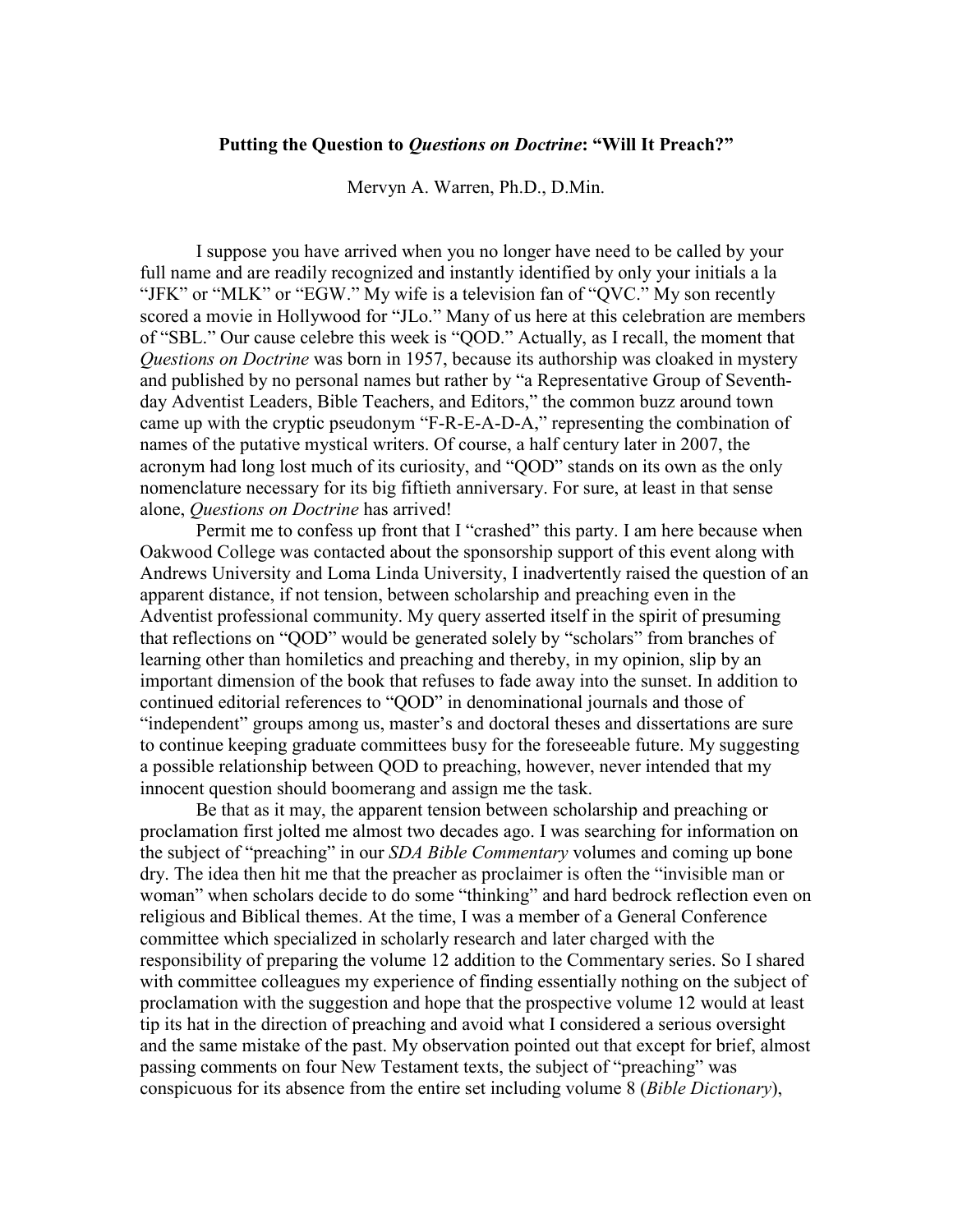**Putting the Question to *Questions on Doctrine*: "Will It Preach?"**

Mervyn A. Warren, Ph.D., D.Min.

I suppose you have arrived when you no longer have need to be called by your full name and are readily recognized and instantly identified by only your initials a la "JFK" or "MLK" or "EGW." My wife is a television fan of "QVC." My son recently scored a movie in Hollywood for "JLo." Many of us here at this celebration are members of "SBL." Our cause celebre this week is "QOD." Actually, as I recall, the moment that *Questions on Doctrine* was born in 1957, because its authorship was cloaked in mystery and published by no personal names but rather by "a Representative Group of Seventh-day Adventist Leaders, Bible Teachers, and Editors," the common buzz around town came up with the cryptic pseudonym "F-R-E-A-D-A," representing the combination of names of the putative mystical writers. Of course, a half century later in 2007, the acronym had long lost much of its curiosity, and "QOD" stands on its own as the only nomenclature necessary for its big fiftieth anniversary. For sure, at least in that sense alone, *Questions on Doctrine* has arrived!

Permit me to confess up front that I "crashed" this party. I am here because when Oakwood College was contacted about the sponsorship support of this event along with Andrews University and Loma Linda University, I inadvertently raised the question of an apparent distance, if not tension, between scholarship and preaching even in the Adventist professional community. My query asserted itself in the spirit of presuming that reflections on "QOD" would be generated solely by "scholars" from branches of learning other than homiletics and preaching and thereby, in my opinion, slip by an important dimension of the book that refuses to fade away into the sunset. In addition to continued editorial references to "QOD" in denominational journals and those of "independent" groups among us, master's and doctoral theses and dissertations are sure to continue keeping graduate committees busy for the foreseeable future. My suggesting a possible relationship between QOD to preaching, however, never intended that my innocent question should boomerang and assign me the task.

Be that as it may, the apparent tension between scholarship and preaching or proclamation first jolted me almost two decades ago. I was searching for information on the subject of "preaching" in our *SDA Bible Commentary* volumes and coming up bone dry. The idea then hit me that the preacher as proclaimer is often the "invisible man or woman" when scholars decide to do some "thinking" and hard bedrock reflection even on religious and Biblical themes. At the time, I was a member of a General Conference committee which specialized in scholarly research and later charged with the responsibility of preparing the volume 12 addition to the Commentary series. So I shared with committee colleagues my experience of finding essentially nothing on the subject of proclamation with the suggestion and hope that the prospective volume 12 would at least tip its hat in the direction of preaching and avoid what I considered a serious oversight and the same mistake of the past. My observation pointed out that except for brief, almost passing comments on four New Testament texts, the subject of "preaching" was conspicuous for its absence from the entire set including volume 8 (*Bible Dictionary*),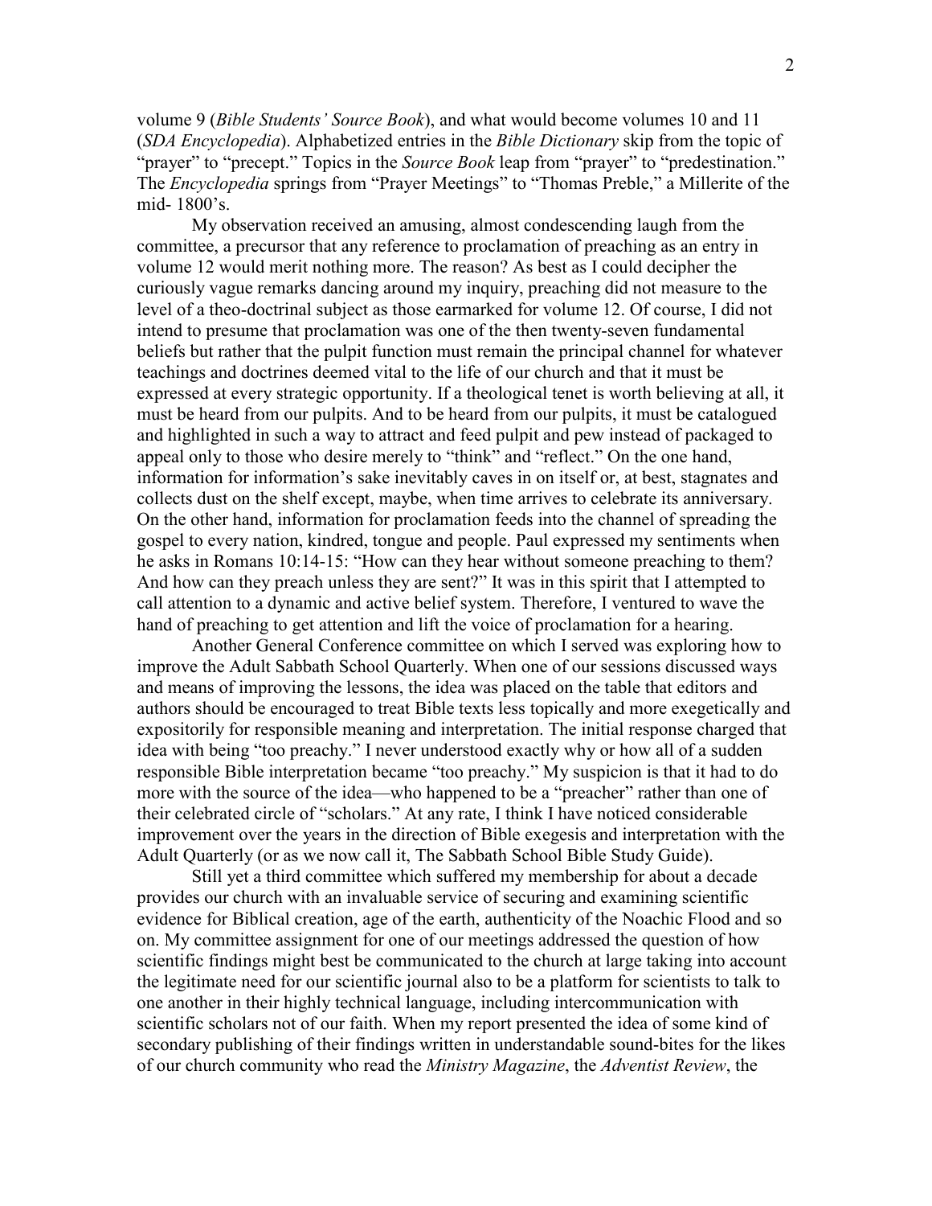volume 9 (*Bible Students' Source Book*), and what would become volumes 10 and 11 (*SDA Encyclopedia*). Alphabetized entries in the *Bible Dictionary* skip from the topic of "prayer" to "precept." Topics in the *Source Book* leap from "prayer" to "predestination." The *Encyclopedia* springs from "Prayer Meetings" to "Thomas Preble," a Millerite of the mid- 1800's.

My observation received an amusing, almost condescending laugh from the committee, a precursor that any reference to proclamation of preaching as an entry in volume 12 would merit nothing more. The reason? As best as I could decipher the curiously vague remarks dancing around my inquiry, preaching did not measure to the level of a theo-doctrinal subject as those earmarked for volume 12. Of course, I did not intend to presume that proclamation was one of the then twenty-seven fundamental beliefs but rather that the pulpit function must remain the principal channel for whatever teachings and doctrines deemed vital to the life of our church and that it must be expressed at every strategic opportunity. If a theological tenet is worth believing at all, it must be heard from our pulpits. And to be heard from our pulpits, it must be catalogued and highlighted in such a way to attract and feed pulpit and pew instead of packaged to appeal only to those who desire merely to "think" and "reflect." On the one hand, information for information's sake inevitably caves in on itself or, at best, stagnates and collects dust on the shelf except, maybe, when time arrives to celebrate its anniversary. On the other hand, information for proclamation feeds into the channel of spreading the gospel to every nation, kindred, tongue and people. Paul expressed my sentiments when he asks in Romans 10:14-15: "How can they hear without someone preaching to them? And how can they preach unless they are sent?" It was in this spirit that I attempted to call attention to a dynamic and active belief system. Therefore, I ventured to wave the hand of preaching to get attention and lift the voice of proclamation for a hearing.

Another General Conference committee on which I served was exploring how to improve the Adult Sabbath School Quarterly. When one of our sessions discussed ways and means of improving the lessons, the idea was placed on the table that editors and authors should be encouraged to treat Bible texts less topically and more exegetically and expositorily for responsible meaning and interpretation. The initial response charged that idea with being "too preachy." I never understood exactly why or how all of a sudden responsible Bible interpretation became "too preachy." My suspicion is that it had to do more with the source of the idea—who happened to be a "preacher" rather than one of their celebrated circle of "scholars." At any rate, I think I have noticed considerable improvement over the years in the direction of Bible exegesis and interpretation with the Adult Quarterly (or as we now call it, The Sabbath School Bible Study Guide).

Still yet a third committee which suffered my membership for about a decade provides our church with an invaluable service of securing and examining scientific evidence for Biblical creation, age of the earth, authenticity of the Noachic Flood and so on. My committee assignment for one of our meetings addressed the question of how scientific findings might best be communicated to the church at large taking into account the legitimate need for our scientific journal also to be a platform for scientists to talk to one another in their highly technical language, including intercommunication with scientific scholars not of our faith. When my report presented the idea of some kind of secondary publishing of their findings written in understandable sound-bites for the likes of our church community who read the *Ministry Magazine*, the *Adventist Review*, the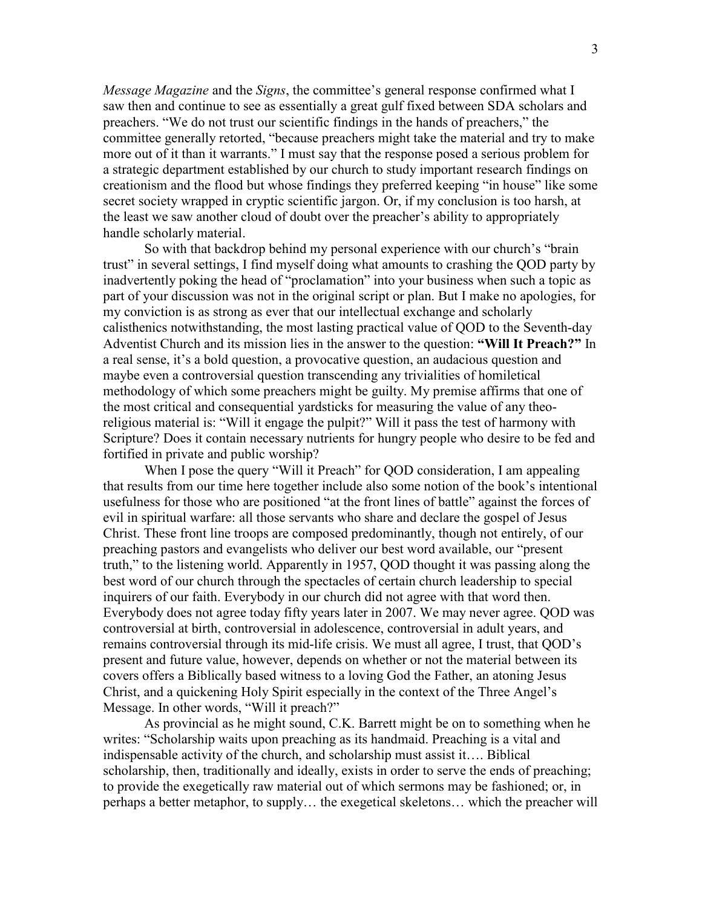*Message Magazine* and the *Signs*, the committee's general response confirmed what I saw then and continue to see as essentially a great gulf fixed between SDA scholars and preachers. "We do not trust our scientific findings in the hands of preachers," the committee generally retorted, "because preachers might take the material and try to make more out of it than it warrants." I must say that the response posed a serious problem for a strategic department established by our church to study important research findings on creationism and the flood but whose findings they preferred keeping "in house" like some secret society wrapped in cryptic scientific jargon. Or, if my conclusion is too harsh, at the least we saw another cloud of doubt over the preacher's ability to appropriately handle scholarly material.

So with that backdrop behind my personal experience with our church's "brain trust" in several settings, I find myself doing what amounts to crashing the QOD party by inadvertently poking the head of "proclamation" into your business when such a topic as part of your discussion was not in the original script or plan. But I make no apologies, for my conviction is as strong as ever that our intellectual exchange and scholarly calisthenics notwithstanding, the most lasting practical value of QOD to the Seventh-day Adventist Church and its mission lies in the answer to the question: **"Will It Preach?"** In a real sense, it's a bold question, a provocative question, an audacious question and maybe even a controversial question transcending any trivialities of homiletical methodology of which some preachers might be guilty. My premise affirms that one of the most critical and consequential yardsticks for measuring the value of any theo-religious material is: "Will it engage the pulpit?" Will it pass the test of harmony with Scripture? Does it contain necessary nutrients for hungry people who desire to be fed and fortified in private and public worship?

When I pose the query "Will it Preach" for QOD consideration, I am appealing that results from our time here together include also some notion of the book's intentional usefulness for those who are positioned "at the front lines of battle" against the forces of evil in spiritual warfare: all those servants who share and declare the gospel of Jesus Christ. These front line troops are composed predominantly, though not entirely, of our preaching pastors and evangelists who deliver our best word available, our "present truth," to the listening world. Apparently in 1957, QOD thought it was passing along the best word of our church through the spectacles of certain church leadership to special inquirers of our faith. Everybody in our church did not agree with that word then. Everybody does not agree today fifty years later in 2007. We may never agree. QOD was controversial at birth, controversial in adolescence, controversial in adult years, and remains controversial through its mid-life crisis. We must all agree, I trust, that QOD's present and future value, however, depends on whether or not the material between its covers offers a Biblically based witness to a loving God the Father, an atoning Jesus Christ, and a quickening Holy Spirit especially in the context of the Three Angel's Message. In other words, "Will it preach?"

As provincial as he might sound, C.K. Barrett might be on to something when he writes: "Scholarship waits upon preaching as its handmaid. Preaching is a vital and indispensable activity of the church, and scholarship must assist it…. Biblical scholarship, then, traditionally and ideally, exists in order to serve the ends of preaching; to provide the exegetically raw material out of which sermons may be fashioned; or, in perhaps a better metaphor, to supply… the exegetical skeletons… which the preacher will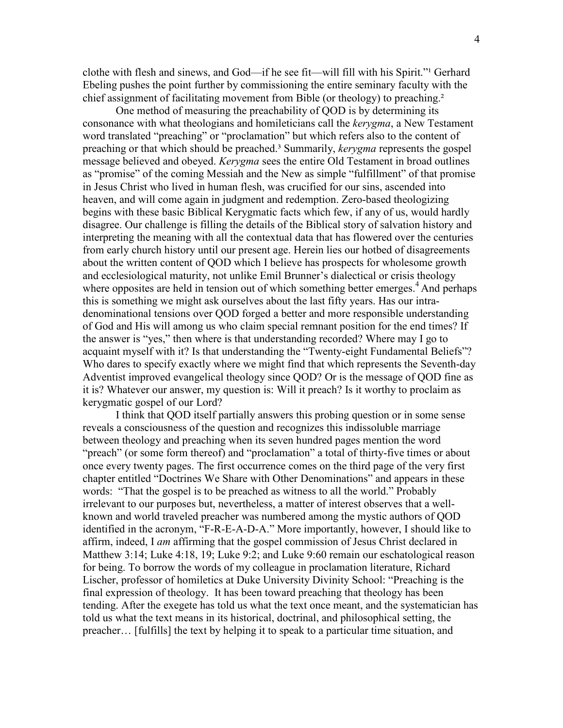clothe with flesh and sinews, and God—if he see fit—will fill with his Spirit."[1] Gerhard Ebeling pushes the point further by commissioning the entire seminary faculty with the chief assignment of facilitating movement from Bible (or theology) to preaching.[2]

One method of measuring the preachability of QOD is by determining its consonance with what theologians and homileticians call the *kerygma*, a New Testament word translated "preaching" or "proclamation" but which refers also to the content of preaching or that which should be preached.[3] Summarily, *kerygma* represents the gospel message believed and obeyed. *Kerygma* sees the entire Old Testament in broad outlines as "promise" of the coming Messiah and the New as simple "fulfillment" of that promise in Jesus Christ who lived in human flesh, was crucified for our sins, ascended into heaven, and will come again in judgment and redemption. Zero-based theologizing begins with these basic Biblical Kerygmatic facts which few, if any of us, would hardly disagree. Our challenge is filling the details of the Biblical story of salvation history and interpreting the meaning with all the contextual data that has flowered over the centuries from early church history until our present age. Herein lies our hotbed of disagreements about the written content of QOD which I believe has prospects for wholesome growth and ecclesiological maturity, not unlike Emil Brunner's dialectical or crisis theology where opposites are held in tension out of which something better emerges.[4] And perhaps this is something we might ask ourselves about the last fifty years. Has our intra-denominational tensions over QOD forged a better and more responsible understanding of God and His will among us who claim special remnant position for the end times? If the answer is "yes," then where is that understanding recorded? Where may I go to acquaint myself with it? Is that understanding the "Twenty-eight Fundamental Beliefs"? Who dares to specify exactly where we might find that which represents the Seventh-day Adventist improved evangelical theology since QOD? Or is the message of QOD fine as it is? Whatever our answer, my question is: Will it preach? Is it worthy to proclaim as kerygmatic gospel of our Lord?

I think that QOD itself partially answers this probing question or in some sense reveals a consciousness of the question and recognizes this indissoluble marriage between theology and preaching when its seven hundred pages mention the word "preach" (or some form thereof) and "proclamation" a total of thirty-five times or about once every twenty pages. The first occurrence comes on the third page of the very first chapter entitled "Doctrines We Share with Other Denominations" and appears in these words: "That the gospel is to be preached as witness to all the world." Probably irrelevant to our purposes but, nevertheless, a matter of interest observes that a well-known and world traveled preacher was numbered among the mystic authors of QOD identified in the acronym, "F-R-E-A-D-A." More importantly, however, I should like to affirm, indeed, I *am* affirming that the gospel commission of Jesus Christ declared in Matthew 3:14; Luke 4:18, 19; Luke 9:2; and Luke 9:60 remain our eschatological reason for being. To borrow the words of my colleague in proclamation literature, Richard Lischer, professor of homiletics at Duke University Divinity School: "Preaching is the final expression of theology. It has been toward preaching that theology has been tending. After the exegete has told us what the text once meant, and the systematician has told us what the text means in its historical, doctrinal, and philosophical setting, the preacher… [fulfills] the text by helping it to speak to a particular time situation, and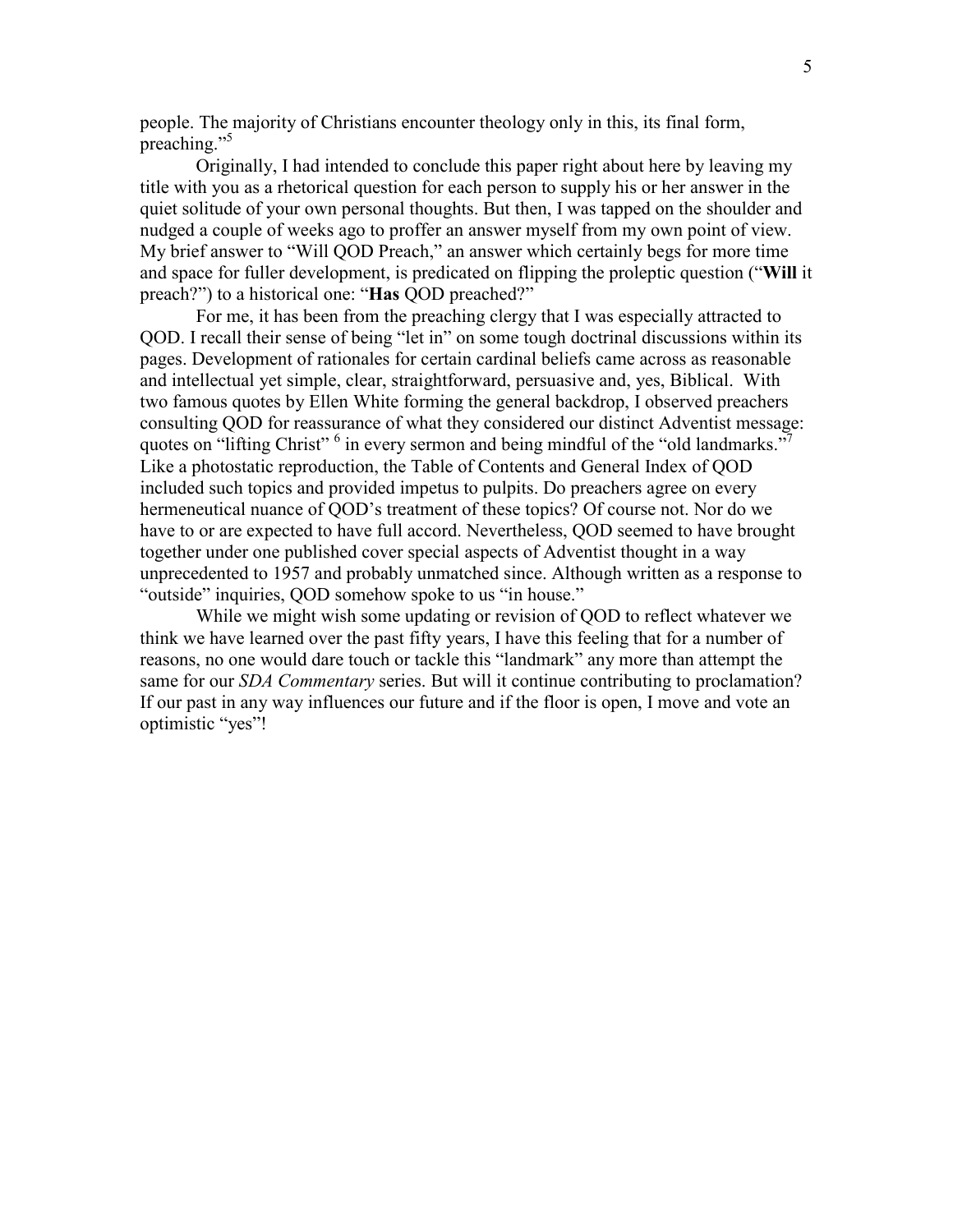people. The majority of Christians encounter theology only in this, its final form, preaching."[5]

Originally, I had intended to conclude this paper right about here by leaving my title with you as a rhetorical question for each person to supply his or her answer in the quiet solitude of your own personal thoughts. But then, I was tapped on the shoulder and nudged a couple of weeks ago to proffer an answer myself from my own point of view. My brief answer to "Will QOD Preach," an answer which certainly begs for more time and space for fuller development, is predicated on flipping the proleptic question ("**Will** it preach?") to a historical one: "**Has** QOD preached?"

For me, it has been from the preaching clergy that I was especially attracted to QOD. I recall their sense of being "let in" on some tough doctrinal discussions within its pages. Development of rationales for certain cardinal beliefs came across as reasonable and intellectual yet simple, clear, straightforward, persuasive and, yes, Biblical. With two famous quotes by Ellen White forming the general backdrop, I observed preachers consulting QOD for reassurance of what they considered our distinct Adventist message: quotes on "lifting Christ" [6] in every sermon and being mindful of the "old landmarks."[7] Like a photostatic reproduction, the Table of Contents and General Index of QOD included such topics and provided impetus to pulpits. Do preachers agree on every hermeneutical nuance of QOD's treatment of these topics? Of course not. Nor do we have to or are expected to have full accord. Nevertheless, QOD seemed to have brought together under one published cover special aspects of Adventist thought in a way unprecedented to 1957 and probably unmatched since. Although written as a response to "outside" inquiries, QOD somehow spoke to us "in house."

While we might wish some updating or revision of QOD to reflect whatever we think we have learned over the past fifty years, I have this feeling that for a number of reasons, no one would dare touch or tackle this "landmark" any more than attempt the same for our *SDA Commentary* series. But will it continue contributing to proclamation? If our past in any way influences our future and if the floor is open, I move and vote an optimistic "yes"!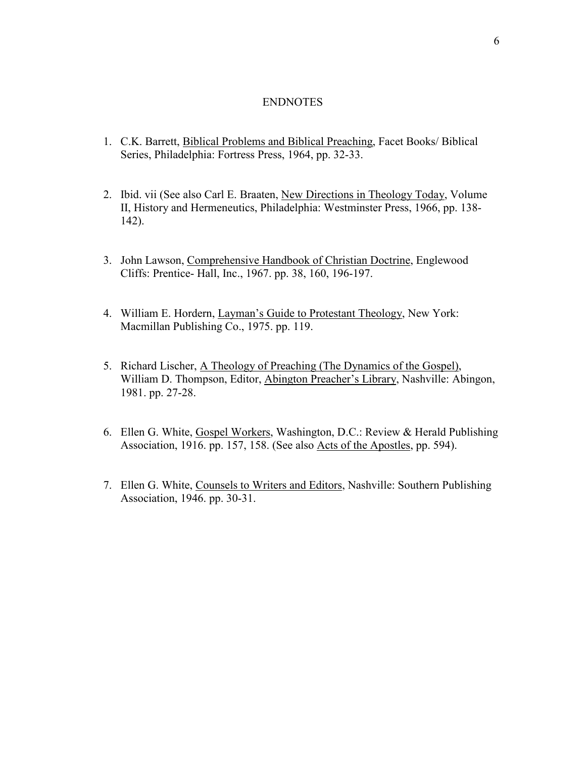# ENDNOTES

1. C.K. Barrett, Biblical Problems and Biblical Preaching, Facet Books/ Biblical Series, Philadelphia: Fortress Press, 1964, pp. 32-33.

2. Ibid. vii (See also Carl E. Braaten, New Directions in Theology Today, Volume II, History and Hermeneutics, Philadelphia: Westminster Press, 1966, pp. 138-142).

3. John Lawson, Comprehensive Handbook of Christian Doctrine, Englewood Cliffs: Prentice- Hall, Inc., 1967. pp. 38, 160, 196-197.

4. William E. Hordern, Layman's Guide to Protestant Theology, New York: Macmillan Publishing Co., 1975. pp. 119.

5. Richard Lischer, A Theology of Preaching (The Dynamics of the Gospel), William D. Thompson, Editor, Abington Preacher's Library, Nashville: Abingon, 1981. pp. 27-28.

6. Ellen G. White, Gospel Workers, Washington, D.C.: Review & Herald Publishing Association, 1916. pp. 157, 158. (See also Acts of the Apostles, pp. 594).

7. Ellen G. White, Counsels to Writers and Editors, Nashville: Southern Publishing Association, 1946. pp. 30-31.